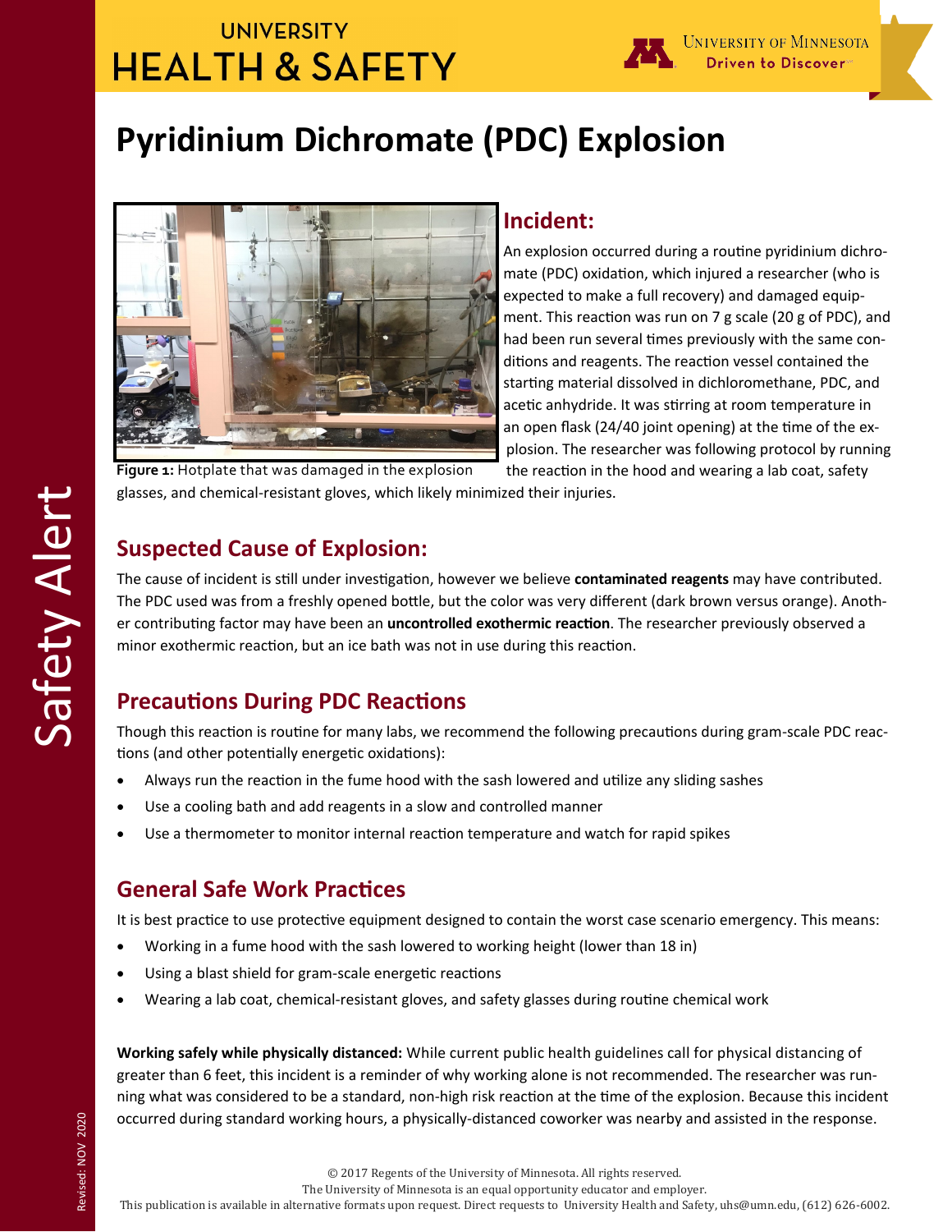UNIVERSITY
HEALTH & SAFETY

Safety Alert

# Pyridinium Dichromate (PDC) Explosion

**Figure 1:** Hotplate that was damaged in the explosion

## Incident:

An explosion occurred during a routine pyridinium dichromate (PDC) oxidation, which injured a researcher (who is expected to make a full recovery) and damaged equipment. This reaction was run on 7 g scale (20 g of PDC), and had been run several times previously with the same conditions and reagents. The reaction vessel contained the starting material dissolved in dichloromethane, PDC, and acetic anhydride. It was stirring at room temperature in an open flask (24/40 joint opening) at the time of the explosion. The researcher was following protocol by running the reaction in the hood and wearing a lab coat, safety glasses, and chemical-resistant gloves, which likely minimized their injuries.

## Suspected Cause of Explosion:

The cause of incident is still under investigation, however we believe **contaminated reagents** may have contributed. The PDC used was from a freshly opened bottle, but the color was very different (dark brown versus orange). Another contributing factor may have been an **uncontrolled exothermic reaction**. The researcher previously observed a minor exothermic reaction, but an ice bath was not in use during this reaction.

## Precautions During PDC Reactions

Though this reaction is routine for many labs, we recommend the following precautions during gram-scale PDC reactions (and other potentially energetic oxidations):

- Always run the reaction in the fume hood with the sash lowered and utilize any sliding sashes
- Use a cooling bath and add reagents in a slow and controlled manner
- Use a thermometer to monitor internal reaction temperature and watch for rapid spikes

## General Safe Work Practices

It is best practice to use protective equipment designed to contain the worst case scenario emergency. This means:

- Working in a fume hood with the sash lowered to working height (lower than 18 in)
- Using a blast shield for gram-scale energetic reactions
- Wearing a lab coat, chemical-resistant gloves, and safety glasses during routine chemical work

**Working safely while physically distanced:** While current public health guidelines call for physical distancing of greater than 6 feet, this incident is a reminder of why working alone is not recommended. The researcher was running what was considered to be a standard, non-high risk reaction at the time of the explosion. Because this incident occurred during standard working hours, a physically-distanced coworker was nearby and assisted in the response.

Revised: NOV 2020

© 2017 Regents of the University of Minnesota. All rights reserved.
The University of Minnesota is an equal opportunity educator and employer.
This publication is available in alternative formats upon request. Direct requests to University Health and Safety, uhs@umn.edu, (612) 626-6002.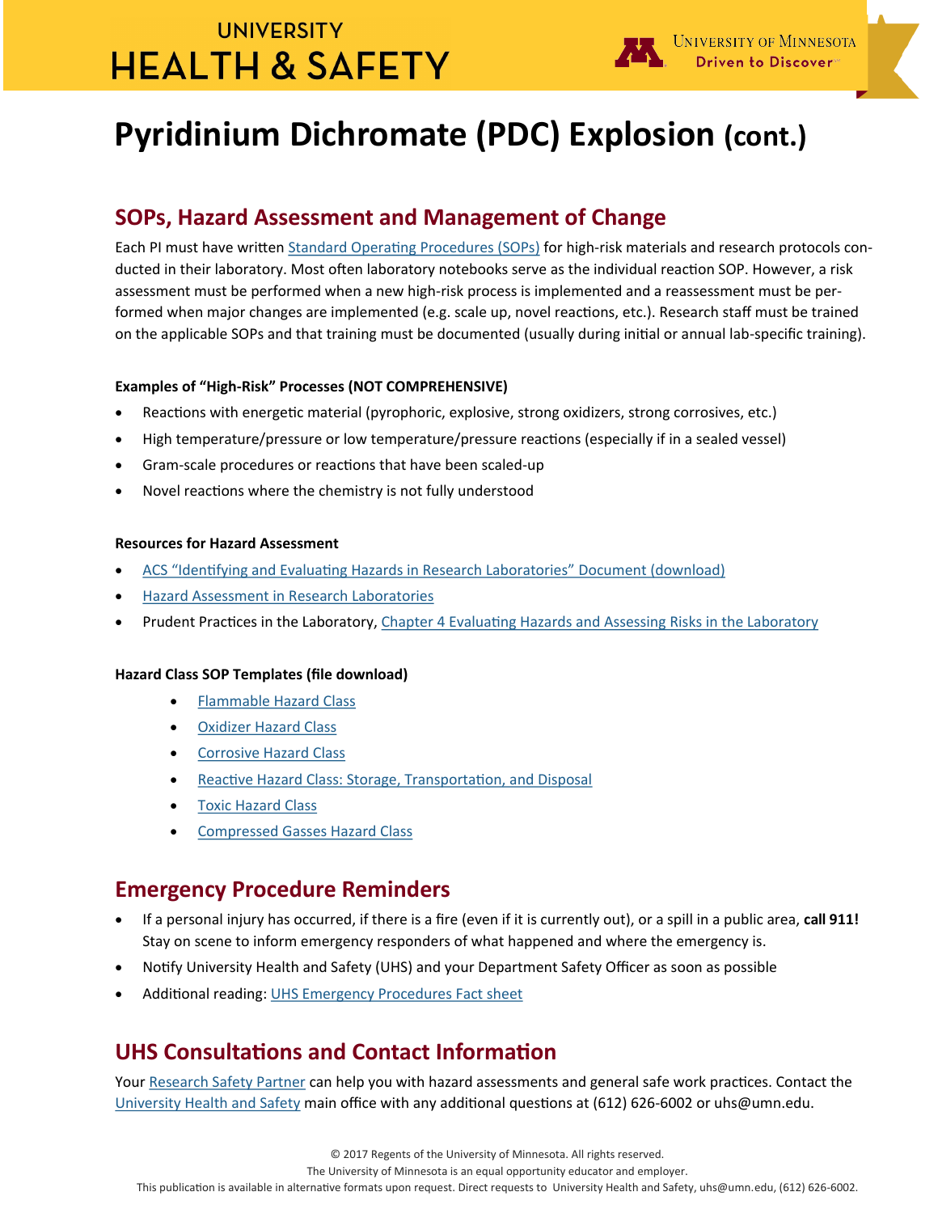# Pyridinium Dichromate (PDC) Explosion (cont.)

## SOPs, Hazard Assessment and Management of Change

Each PI must have written Standard Operating Procedures (SOPs) for high-risk materials and research protocols conducted in their laboratory. Most often laboratory notebooks serve as the individual reaction SOP. However, a risk assessment must be performed when a new high-risk process is implemented and a reassessment must be performed when major changes are implemented (e.g. scale up, novel reactions, etc.). Research staff must be trained on the applicable SOPs and that training must be documented (usually during initial or annual lab-specific training).

**Examples of "High-Risk" Processes (NOT COMPREHENSIVE)**

- Reactions with energetic material (pyrophoric, explosive, strong oxidizers, strong corrosives, etc.)
- High temperature/pressure or low temperature/pressure reactions (especially if in a sealed vessel)
- Gram-scale procedures or reactions that have been scaled-up
- Novel reactions where the chemistry is not fully understood

**Resources for Hazard Assessment**

- ACS "Identifying and Evaluating Hazards in Research Laboratories" Document (download)
- Hazard Assessment in Research Laboratories
- Prudent Practices in the Laboratory, Chapter 4 Evaluating Hazards and Assessing Risks in the Laboratory

**Hazard Class SOP Templates (file download)**

- Flammable Hazard Class
- Oxidizer Hazard Class
- Corrosive Hazard Class
- Reactive Hazard Class: Storage, Transportation, and Disposal
- Toxic Hazard Class
- Compressed Gasses Hazard Class

## Emergency Procedure Reminders

- If a personal injury has occurred, if there is a fire (even if it is currently out), or a spill in a public area, **call 911!** Stay on scene to inform emergency responders of what happened and where the emergency is.
- Notify University Health and Safety (UHS) and your Department Safety Officer as soon as possible
- Additional reading: UHS Emergency Procedures Fact sheet

## UHS Consultations and Contact Information

Your Research Safety Partner can help you with hazard assessments and general safe work practices. Contact the University Health and Safety main office with any additional questions at (612) 626-6002 or uhs@umn.edu.

© 2017 Regents of the University of Minnesota. All rights reserved.
The University of Minnesota is an equal opportunity educator and employer.
This publication is available in alternative formats upon request. Direct requests to University Health and Safety, uhs@umn.edu, (612) 626-6002.